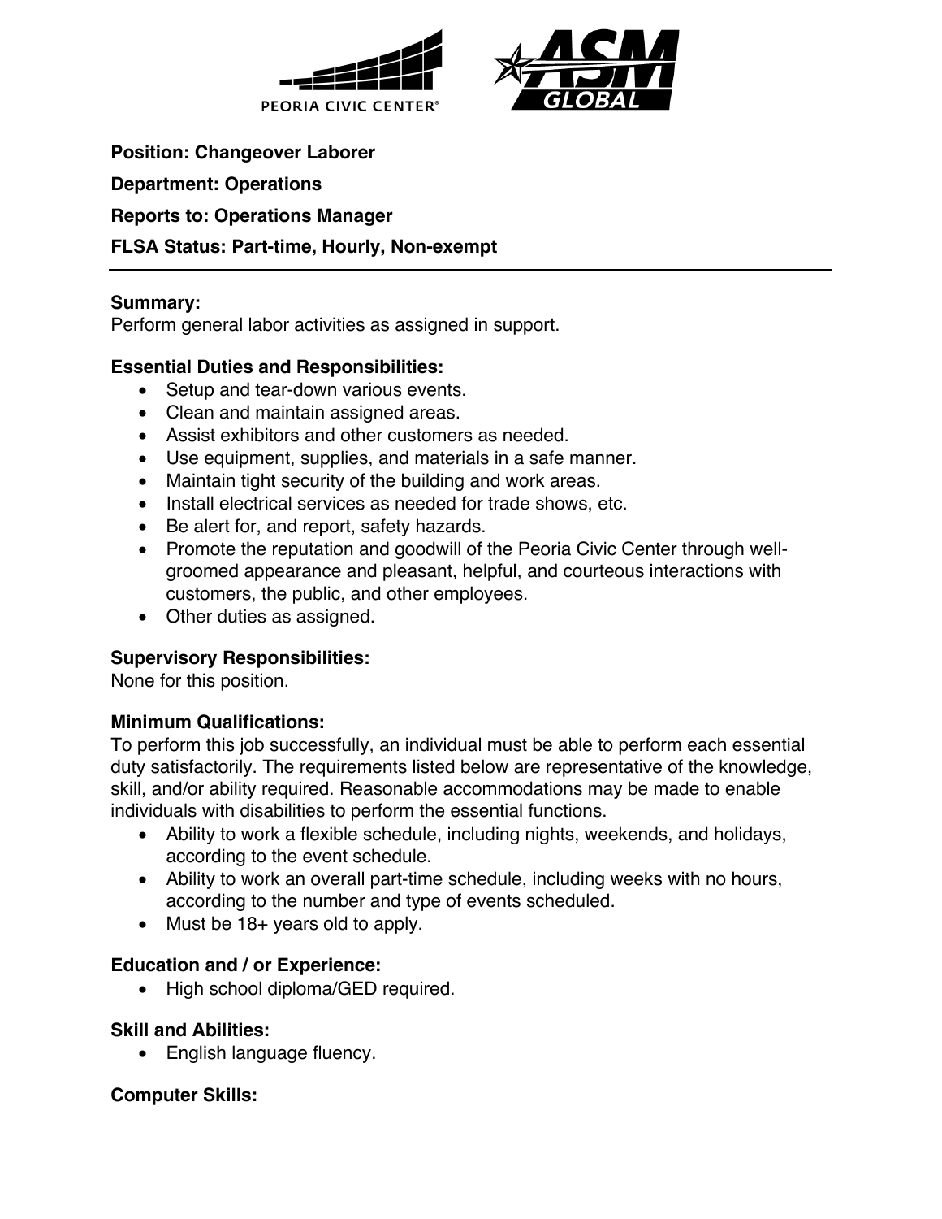PEORIA CIVIC CENTER®

**Position: Changeover Laborer**

**Department: Operations**

**Reports to: Operations Manager**

**FLSA Status: Part-time, Hourly, Non-exempt**

---

**Summary:**
Perform general labor activities as assigned in support.

**Essential Duties and Responsibilities:**

- Setup and tear-down various events.
- Clean and maintain assigned areas.
- Assist exhibitors and other customers as needed.
- Use equipment, supplies, and materials in a safe manner.
- Maintain tight security of the building and work areas.
- Install electrical services as needed for trade shows, etc.
- Be alert for, and report, safety hazards.
- Promote the reputation and goodwill of the Peoria Civic Center through well-groomed appearance and pleasant, helpful, and courteous interactions with customers, the public, and other employees.
- Other duties as assigned.

**Supervisory Responsibilities:**
None for this position.

**Minimum Qualifications:**
To perform this job successfully, an individual must be able to perform each essential duty satisfactorily. The requirements listed below are representative of the knowledge, skill, and/or ability required. Reasonable accommodations may be made to enable individuals with disabilities to perform the essential functions.

- Ability to work a flexible schedule, including nights, weekends, and holidays, according to the event schedule.
- Ability to work an overall part-time schedule, including weeks with no hours, according to the number and type of events scheduled.
- Must be 18+ years old to apply.

**Education and / or Experience:**

- High school diploma/GED required.

**Skill and Abilities:**

- English language fluency.

**Computer Skills:**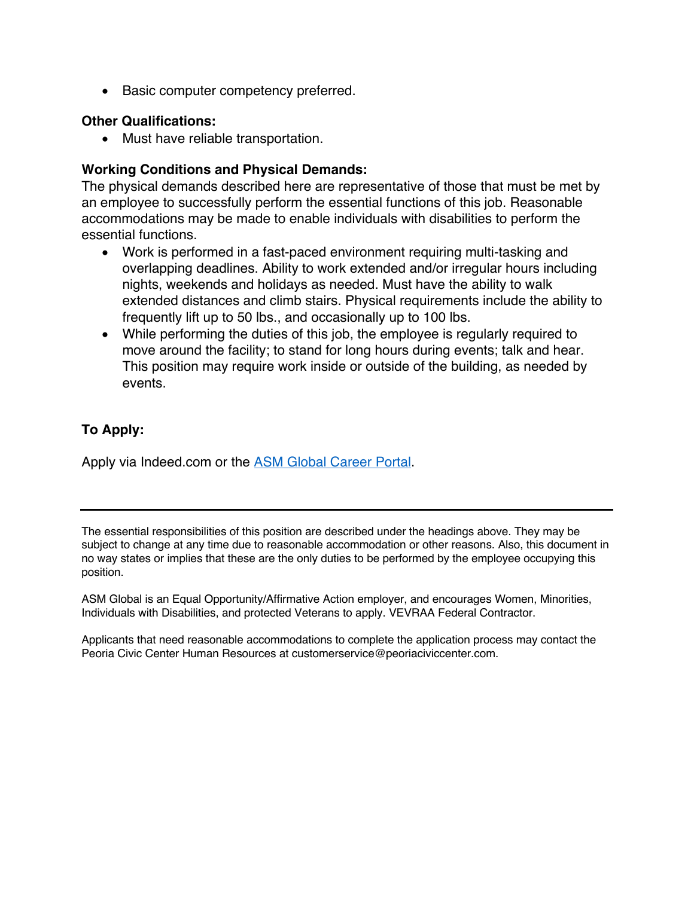- Basic computer competency preferred.

**Other Qualifications:**

- Must have reliable transportation.

**Working Conditions and Physical Demands:**

The physical demands described here are representative of those that must be met by an employee to successfully perform the essential functions of this job. Reasonable accommodations may be made to enable individuals with disabilities to perform the essential functions.

- Work is performed in a fast-paced environment requiring multi-tasking and overlapping deadlines. Ability to work extended and/or irregular hours including nights, weekends and holidays as needed. Must have the ability to walk extended distances and climb stairs. Physical requirements include the ability to frequently lift up to 50 lbs., and occasionally up to 100 lbs.
- While performing the duties of this job, the employee is regularly required to move around the facility; to stand for long hours during events; talk and hear. This position may require work inside or outside of the building, as needed by events.

**To Apply:**

Apply via Indeed.com or the ASM Global Career Portal.

---

The essential responsibilities of this position are described under the headings above. They may be subject to change at any time due to reasonable accommodation or other reasons. Also, this document in no way states or implies that these are the only duties to be performed by the employee occupying this position.

ASM Global is an Equal Opportunity/Affirmative Action employer, and encourages Women, Minorities, Individuals with Disabilities, and protected Veterans to apply. VEVRAA Federal Contractor.

Applicants that need reasonable accommodations to complete the application process may contact the Peoria Civic Center Human Resources at customerservice@peoriaciviccenter.com.